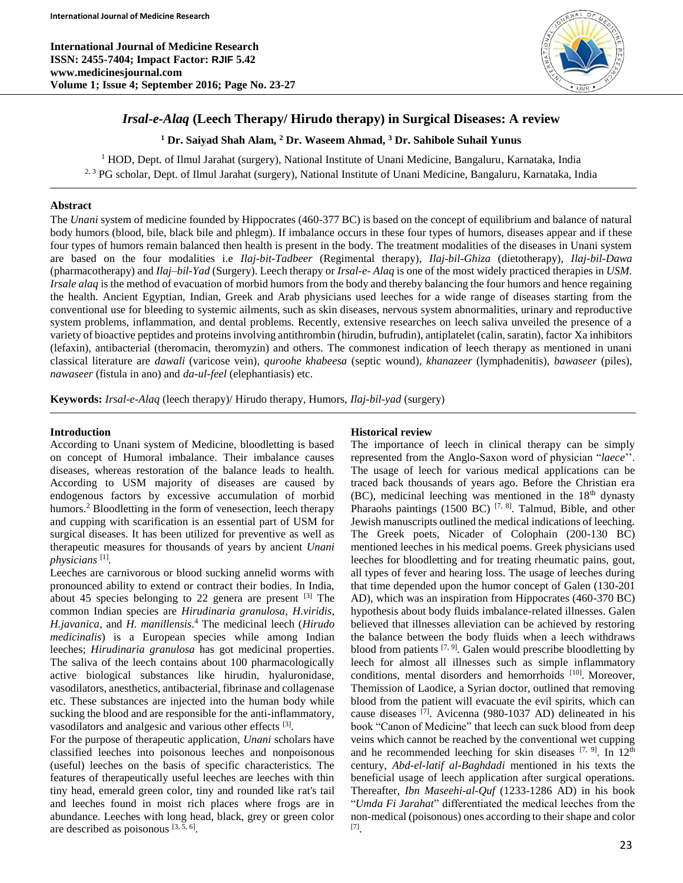# *Irsal-e-Alaq* (Leech Therapy/ Hirudo therapy) in Surgical Diseases: A review

**[1] Dr. Saiyad Shah Alam, [2] Dr. Waseem Ahmad, [3] Dr. Sahibole Suhail Yunus**

[1] HOD, Dept. of Ilmul Jarahat (surgery), National Institute of Unani Medicine, Bangaluru, Karnataka, India
[2, 3] PG scholar, Dept. of Ilmul Jarahat (surgery), National Institute of Unani Medicine, Bangaluru, Karnataka, India

## Abstract

The *Unani* system of medicine founded by Hippocrates (460-377 BC) is based on the concept of equilibrium and balance of natural body humors (blood, bile, black bile and phlegm). If imbalance occurs in these four types of humors, diseases appear and if these four types of humors remain balanced then health is present in the body. The treatment modalities of the diseases in Unani system are based on the four modalities i.e *Ilaj-bit-Tadbeer* (Regimental therapy), *Ilaj-bil-Ghiza* (dietotherapy), *Ilaj-bil-Dawa* (pharmacotherapy) and *Ilaj–bil-Yad* (Surgery). Leech therapy or *Irsal-e- Alaq* is one of the most widely practiced therapies in *USM. Irsale alaq* is the method of evacuation of morbid humors from the body and thereby balancing the four humors and hence regaining the health. Ancient Egyptian, Indian, Greek and Arab physicians used leeches for a wide range of diseases starting from the conventional use for bleeding to systemic ailments, such as skin diseases, nervous system abnormalities, urinary and reproductive system problems, inflammation, and dental problems. Recently, extensive researches on leech saliva unveiled the presence of a variety of bioactive peptides and proteins involving antithrombin (hirudin, bufrudin), antiplatelet (calin, saratin), factor Xa inhibitors (lefaxin), antibacterial (theromacin, theromyzin) and others. The commonest indication of leech therapy as mentioned in unani classical literature are *dawali* (varicose vein), *quroohe khabeesa* (septic wound), *khanazeer* (lymphadenitis), *bawaseer* (piles), *nawaseer* (fistula in ano) and *da-ul-feel* (elephantiasis) etc.

**Keywords:** *Irsal-e-Alaq* (leech therapy)/ Hirudo therapy, Humors, *Ilaj-bil-yad* (surgery)

## Introduction

According to Unani system of Medicine, bloodletting is based on concept of Humoral imbalance. Their imbalance causes diseases, whereas restoration of the balance leads to health. According to USM majority of diseases are caused by endogenous factors by excessive accumulation of morbid humors.[2] Bloodletting in the form of venesection, leech therapy and cupping with scarification is an essential part of USM for surgical diseases. It has been utilized for preventive as well as therapeutic measures for thousands of years by ancient *Unani physicians* [1].

Leeches are carnivorous or blood sucking annelid worms with pronounced ability to extend or contract their bodies. In India, about 45 species belonging to 22 genera are present [3] The common Indian species are *Hirudinaria granulosa*, *H.viridis*, *H.javanica*, and *H. manillensis*.[4] The medicinal leech (*Hirudo medicinalis*) is a European species while among Indian leeches; *Hirudinaria granulosa* has got medicinal properties. The saliva of the leech contains about 100 pharmacologically active biological substances like hirudin, hyaluronidase, vasodilators, anesthetics, antibacterial, fibrinase and collagenase etc. These substances are injected into the human body while sucking the blood and are responsible for the anti-inflammatory, vasodilators and analgesic and various other effects [3].

For the purpose of therapeutic application, *Unani* scholars have classified leeches into poisonous leeches and nonpoisonous (useful) leeches on the basis of specific characteristics. The features of therapeutically useful leeches are leeches with thin tiny head, emerald green color, tiny and rounded like rat's tail and leeches found in moist rich places where frogs are in abundance. Leeches with long head, black, grey or green color are described as poisonous [3, 5, 6].

## Historical review

The importance of leech in clinical therapy can be simply represented from the Anglo-Saxon word of physician "*laece*''. The usage of leech for various medical applications can be traced back thousands of years ago. Before the Christian era (BC), medicinal leeching was mentioned in the 18th dynasty Pharaohs paintings (1500 BC) [7, 8]. Talmud, Bible, and other Jewish manuscripts outlined the medical indications of leeching. The Greek poets, Nicader of Colophain (200-130 BC) mentioned leeches in his medical poems. Greek physicians used leeches for bloodletting and for treating rheumatic pains, gout, all types of fever and hearing loss. The usage of leeches during that time depended upon the humor concept of Galen (130-201 AD), which was an inspiration from Hippocrates (460-370 BC) hypothesis about body fluids imbalance-related illnesses. Galen believed that illnesses alleviation can be achieved by restoring the balance between the body fluids when a leech withdraws blood from patients [7, 9]. Galen would prescribe bloodletting by leech for almost all illnesses such as simple inflammatory conditions, mental disorders and hemorrhoids [10]. Moreover, Themission of Laodice, a Syrian doctor, outlined that removing blood from the patient will evacuate the evil spirits, which can cause diseases [7]. Avicenna (980-1037 AD) delineated in his book "Canon of Medicine" that leech can suck blood from deep veins which cannot be reached by the conventional wet cupping and he recommended leeching for skin diseases [7, 9]. In 12th century, *Abd-el-latif al-Baghdadi* mentioned in his texts the beneficial usage of leech application after surgical operations. Thereafter, *Ibn Maseehi-al-Quf* (1233-1286 AD) in his book "*Umda Fi Jarahat*" differentiated the medical leeches from the non-medical (poisonous) ones according to their shape and color [7].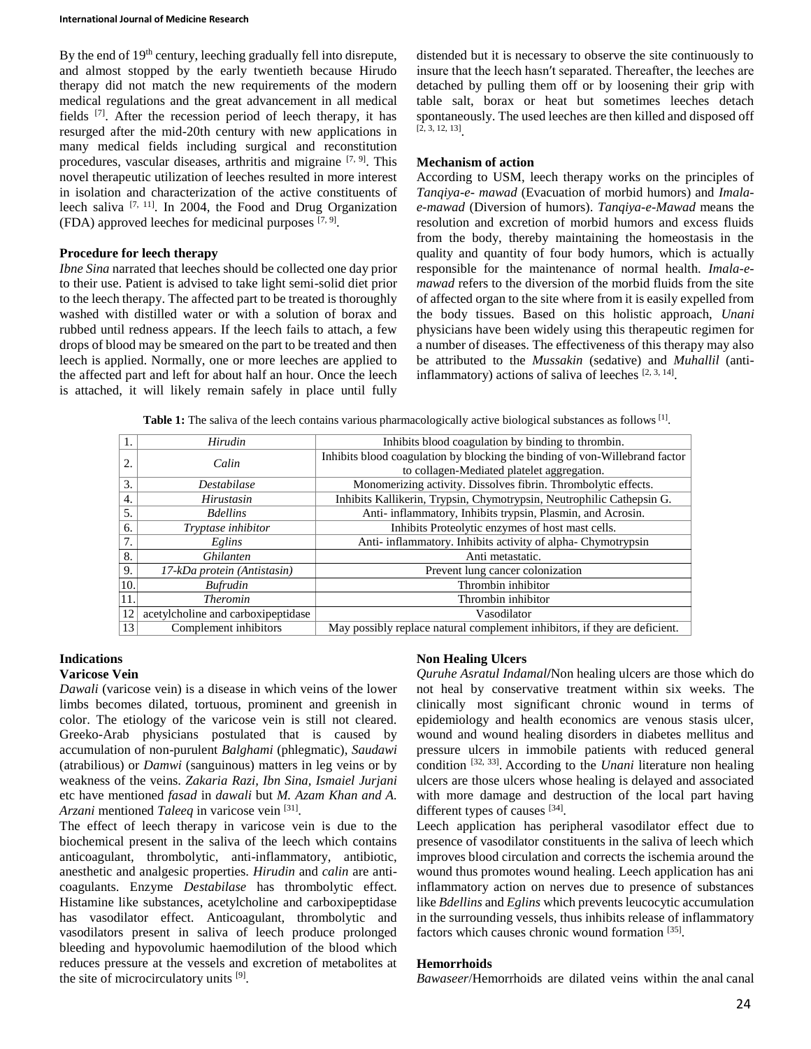By the end of 19th century, leeching gradually fell into disrepute, and almost stopped by the early twentieth because Hirudo therapy did not match the new requirements of the modern medical regulations and the great advancement in all medical fields [7]. After the recession period of leech therapy, it has resurged after the mid-20th century with new applications in many medical fields including surgical and reconstitution procedures, vascular diseases, arthritis and migraine [7, 9]. This novel therapeutic utilization of leeches resulted in more interest in isolation and characterization of the active constituents of leech saliva [7, 11]. In 2004, the Food and Drug Organization (FDA) approved leeches for medicinal purposes [7, 9].

### Procedure for leech therapy

*Ibne Sina* narrated that leeches should be collected one day prior to their use. Patient is advised to take light semi-solid diet prior to the leech therapy. The affected part to be treated is thoroughly washed with distilled water or with a solution of borax and rubbed until redness appears. If the leech fails to attach, a few drops of blood may be smeared on the part to be treated and then leech is applied. Normally, one or more leeches are applied to the affected part and left for about half an hour. Once the leech is attached, it will likely remain safely in place until fully distended but it is necessary to observe the site continuously to insure that the leech hasn′t separated. Thereafter, the leeches are detached by pulling them off or by loosening their grip with table salt, borax or heat but sometimes leeches detach spontaneously. The used leeches are then killed and disposed off [2, 3, 12, 13].

### Mechanism of action

According to USM, leech therapy works on the principles of *Tanqiya-e- mawad* (Evacuation of morbid humors) and *Imala-e-mawad* (Diversion of humors). *Tanqiya-e-Mawad* means the resolution and excretion of morbid humors and excess fluids from the body, thereby maintaining the homeostasis in the quality and quantity of four body humors, which is actually responsible for the maintenance of normal health. *Imala-e-mawad* refers to the diversion of the morbid fluids from the site of affected organ to the site where from it is easily expelled from the body tissues. Based on this holistic approach, *Unani* physicians have been widely using this therapeutic regimen for a number of diseases. The effectiveness of this therapy may also be attributed to the *Mussakin* (sedative) and *Muhallil* (anti-inflammatory) actions of saliva of leeches [2, 3, 14].

**Table 1:** The saliva of the leech contains various pharmacologically active biological substances as follows [1].

| | | |
|---|---|---|
| 1. | *Hirudin* | Inhibits blood coagulation by binding to thrombin. |
| 2. | *Calin* | Inhibits blood coagulation by blocking the binding of von-Willebrand factor to collagen-Mediated platelet adhesion. |
| 3. | *Destabilase* | Monomerizing activity. Dissolves fibrin. Thrombolytic effects. |
| 4. | *Hirustasin* | Inhibits Kallikerin, Trypsin, Chymotrypsin, Neutrophilic Cathepsin G. |
| 5. | *Bdellins* | Anti- inflammatory, Inhibits trypsin, Plasmin, and Acrosin. |
| 6. | *Tryptase inhibitor* | Inhibits Proteolytic enzymes of host mast cells. |
| 7. | *Eglins* | Anti- inflammatory. Inhibits activity of alpha- Chymotrypsin |
| 8. | *Ghilanten* | Anti metastatic. |
| 9. | *17-kDa protein (Antistasin)* | Prevent lung cancer colonization |
| 10. | *Bufrudin* | Thrombin inhibitor |
| 11. | *Theromin* | Thrombin inhibitor |
| 12 | acetylcholine and carboxipeptidase | Vasodilator |
| 13 | Complement inhibitors | May possibly replace natural complement inhibitors, if they are deficient. |

### Indications

#### Varicose Vein

*Dawali* (varicose vein) is a disease in which veins of the lower limbs becomes dilated, tortuous, prominent and greenish in color. The etiology of the varicose vein is still not cleared. Greeko-Arab physicians postulated that is caused by accumulation of non-purulent *Balghami* (phlegmatic), *Saudawi* (atrabilious) or *Damwi* (sanguinous) matters in leg veins or by weakness of the veins. *Zakaria Razi, Ibn Sina, Ismaiel Jurjani* etc have mentioned *fasad* in *dawali* but *M. Azam Khan and A. Arzani* mentioned *Taleeq* in varicose vein [31].

The effect of leech therapy in varicose vein is due to the biochemical present in the saliva of the leech which contains anticoagulant, thrombolytic, anti-inflammatory, antibiotic, anesthetic and analgesic properties. *Hirudin* and *calin* are anti-coagulants. Enzyme *Destabilase* has thrombolytic effect. Histamine like substances, acetylcholine and carboxipeptidase has vasodilator effect. Anticoagulant, thrombolytic and vasodilators present in saliva of leech produce prolonged bleeding and hypovolumic haemodilution of the blood which reduces pressure at the vessels and excretion of metabolites at the site of microcirculatory units [9].

#### Non Healing Ulcers

*Quruhe Asratul Indamal*/Non healing ulcers are those which do not heal by conservative treatment within six weeks. The clinically most significant chronic wound in terms of epidemiology and health economics are venous stasis ulcer, wound and wound healing disorders in diabetes mellitus and pressure ulcers in immobile patients with reduced general condition [32, 33]. According to the *Unani* literature non healing ulcers are those ulcers whose healing is delayed and associated with more damage and destruction of the local part having different types of causes [34].

Leech application has peripheral vasodilator effect due to presence of vasodilator constituents in the saliva of leech which improves blood circulation and corrects the ischemia around the wound thus promotes wound healing. Leech application has ani inflammatory action on nerves due to presence of substances like *Bdellins* and *Eglins* which prevents leucocytic accumulation in the surrounding vessels, thus inhibits release of inflammatory factors which causes chronic wound formation [35].

#### Hemorrhoids

*Bawaseer*/Hemorrhoids are dilated veins within the anal canal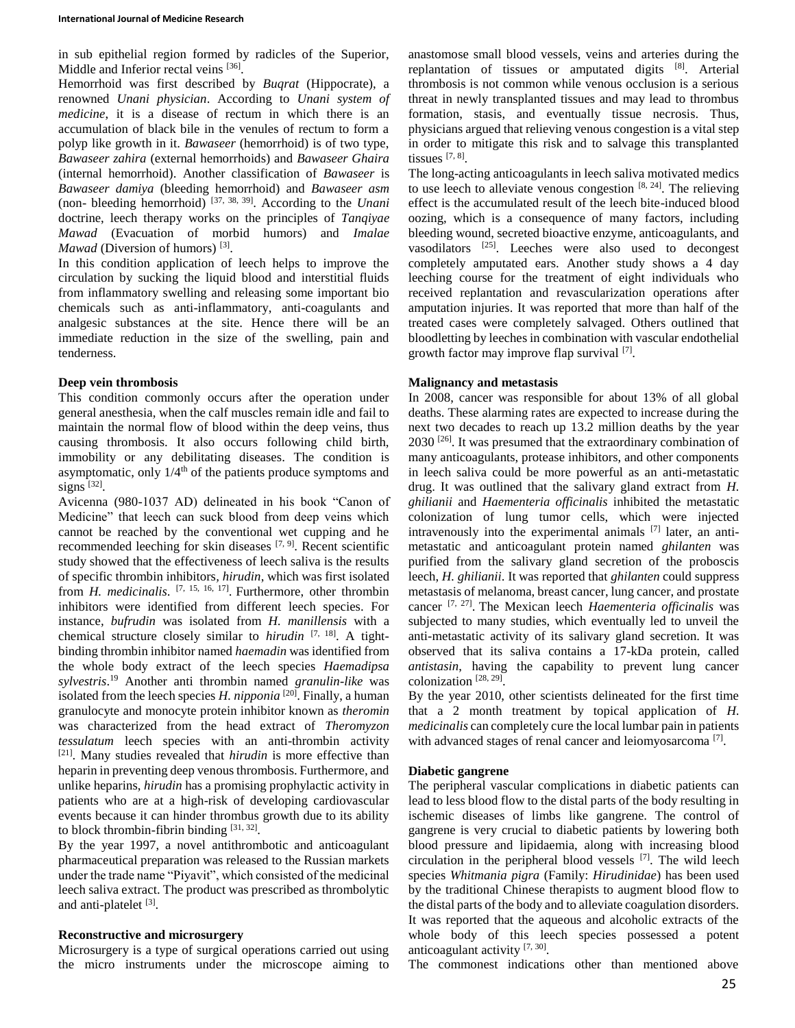in sub epithelial region formed by radicles of the Superior, Middle and Inferior rectal veins [36].

Hemorrhoid was first described by *Buqrat* (Hippocrate), a renowned *Unani physician*. According to *Unani system of medicine*, it is a disease of rectum in which there is an accumulation of black bile in the venules of rectum to form a polyp like growth in it. *Bawaseer* (hemorrhoid) is of two type, *Bawaseer zahira* (external hemorrhoids) and *Bawaseer Ghaira* (internal hemorrhoid). Another classification of *Bawaseer* is *Bawaseer damiya* (bleeding hemorrhoid) and *Bawaseer asm* (non- bleeding hemorrhoid) [37, 38, 39]. According to the *Unani* doctrine, leech therapy works on the principles of *Tanqiyae Mawad* (Evacuation of morbid humors) and *Imalae Mawad* (Diversion of humors) [3].

In this condition application of leech helps to improve the circulation by sucking the liquid blood and interstitial fluids from inflammatory swelling and releasing some important bio chemicals such as anti-inflammatory, anti-coagulants and analgesic substances at the site. Hence there will be an immediate reduction in the size of the swelling, pain and tenderness.

**Deep vein thrombosis**

This condition commonly occurs after the operation under general anesthesia, when the calf muscles remain idle and fail to maintain the normal flow of blood within the deep veins, thus causing thrombosis. It also occurs following child birth, immobility or any debilitating diseases. The condition is asymptomatic, only 1/4th of the patients produce symptoms and signs [32].

Avicenna (980-1037 AD) delineated in his book "Canon of Medicine" that leech can suck blood from deep veins which cannot be reached by the conventional wet cupping and he recommended leeching for skin diseases [7, 9]. Recent scientific study showed that the effectiveness of leech saliva is the results of specific thrombin inhibitors, *hirudin*, which was first isolated from *H. medicinalis*. [7, 15, 16, 17]. Furthermore, other thrombin inhibitors were identified from different leech species. For instance, *bufrudin* was isolated from *H. manillensis* with a chemical structure closely similar to *hirudin* [7, 18]. A tight-binding thrombin inhibitor named *haemadin* was identified from the whole body extract of the leech species *Haemadipsa sylvestris*.[19] Another anti thrombin named *granulin-like* was isolated from the leech species *H. nipponia* [20]. Finally, a human granulocyte and monocyte protein inhibitor known as *theromin* was characterized from the head extract of *Theromyzon tessulatum* leech species with an anti-thrombin activity [21]. Many studies revealed that *hirudin* is more effective than heparin in preventing deep venous thrombosis. Furthermore, and unlike heparins, *hirudin* has a promising prophylactic activity in patients who are at a high-risk of developing cardiovascular events because it can hinder thrombus growth due to its ability to block thrombin-fibrin binding [31, 32].

By the year 1997, a novel antithrombotic and anticoagulant pharmaceutical preparation was released to the Russian markets under the trade name "Piyavit", which consisted of the medicinal leech saliva extract. The product was prescribed as thrombolytic and anti-platelet [3].

**Reconstructive and microsurgery**

Microsurgery is a type of surgical operations carried out using the micro instruments under the microscope aiming to anastomose small blood vessels, veins and arteries during the replantation of tissues or amputated digits [8]. Arterial thrombosis is not common while venous occlusion is a serious threat in newly transplanted tissues and may lead to thrombus formation, stasis, and eventually tissue necrosis. Thus, physicians argued that relieving venous congestion is a vital step in order to mitigate this risk and to salvage this transplanted tissues [7, 8].

The long-acting anticoagulants in leech saliva motivated medics to use leech to alleviate venous congestion [8, 24]. The relieving effect is the accumulated result of the leech bite-induced blood oozing, which is a consequence of many factors, including bleeding wound, secreted bioactive enzyme, anticoagulants, and vasodilators [25]. Leeches were also used to decongest completely amputated ears. Another study shows a 4 day leeching course for the treatment of eight individuals who received replantation and revascularization operations after amputation injuries. It was reported that more than half of the treated cases were completely salvaged. Others outlined that bloodletting by leeches in combination with vascular endothelial growth factor may improve flap survival [7].

**Malignancy and metastasis**

In 2008, cancer was responsible for about 13% of all global deaths. These alarming rates are expected to increase during the next two decades to reach up 13.2 million deaths by the year 2030 [26]. It was presumed that the extraordinary combination of many anticoagulants, protease inhibitors, and other components in leech saliva could be more powerful as an anti-metastatic drug. It was outlined that the salivary gland extract from *H. ghilianii* and *Haementeria officinalis* inhibited the metastatic colonization of lung tumor cells, which were injected intravenously into the experimental animals [7] later, an anti-metastatic and anticoagulant protein named *ghilanten* was purified from the salivary gland secretion of the proboscis leech, *H. ghilianii*. It was reported that *ghilanten* could suppress metastasis of melanoma, breast cancer, lung cancer, and prostate cancer [7, 27]. The Mexican leech *Haementeria officinalis* was subjected to many studies, which eventually led to unveil the anti-metastatic activity of its salivary gland secretion. It was observed that its saliva contains a 17-kDa protein, called *antistasin*, having the capability to prevent lung cancer colonization [28, 29].

By the year 2010, other scientists delineated for the first time that a 2 month treatment by topical application of *H. medicinalis* can completely cure the local lumbar pain in patients with advanced stages of renal cancer and leiomyosarcoma [7].

**Diabetic gangrene**

The peripheral vascular complications in diabetic patients can lead to less blood flow to the distal parts of the body resulting in ischemic diseases of limbs like gangrene. The control of gangrene is very crucial to diabetic patients by lowering both blood pressure and lipidaemia, along with increasing blood circulation in the peripheral blood vessels [7]. The wild leech species *Whitmania pigra* (Family: *Hirudinidae*) has been used by the traditional Chinese therapists to augment blood flow to the distal parts of the body and to alleviate coagulation disorders. It was reported that the aqueous and alcoholic extracts of the whole body of this leech species possessed a potent anticoagulant activity [7, 30].

The commonest indications other than mentioned above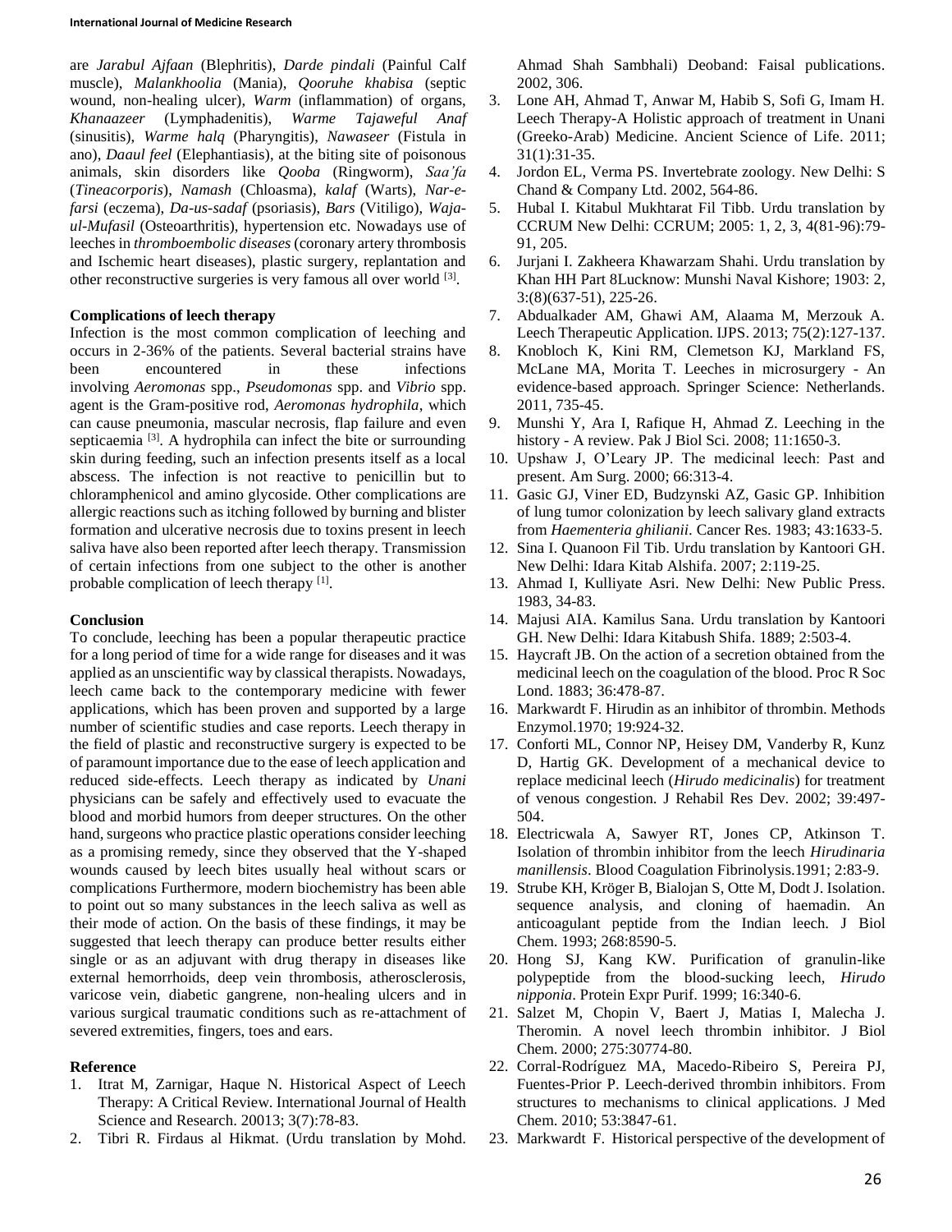are *Jarabul Ajfaan* (Blephritis), *Darde pindali* (Painful Calf muscle), *Malankhoolia* (Mania), *Qooruhe khabisa* (septic wound, non-healing ulcer), *Warm* (inflammation) of organs, *Khanaazeer* (Lymphadenitis), *Warme Tajaweful Anaf* (sinusitis), *Warme halq* (Pharyngitis), *Nawaseer* (Fistula in ano), *Daaul feel* (Elephantiasis), at the biting site of poisonous animals, skin disorders like *Qooba* (Ringworm), *Saa'fa* (*Tineacorporis*), *Namash* (Chloasma), *kalaf* (Warts), *Nar-e-farsi* (eczema), *Da-us-sadaf* (psoriasis), *Bars* (Vitiligo), *Waja-ul-Mufasil* (Osteoarthritis), hypertension etc. Nowadays use of leeches in *thromboembolic diseases* (coronary artery thrombosis and Ischemic heart diseases), plastic surgery, replantation and other reconstructive surgeries is very famous all over world [3].

### Complications of leech therapy

Infection is the most common complication of leeching and occurs in 2-36% of the patients. Several bacterial strains have been encountered in these infections involving *Aeromonas* spp., *Pseudomonas* spp. and *Vibrio* spp. agent is the Gram-positive rod, *Aeromonas hydrophila*, which can cause pneumonia, mascular necrosis, flap failure and even septicaemia [3]. A hydrophila can infect the bite or surrounding skin during feeding, such an infection presents itself as a local abscess. The infection is not reactive to penicillin but to chloramphenicol and amino glycoside. Other complications are allergic reactions such as itching followed by burning and blister formation and ulcerative necrosis due to toxins present in leech saliva have also been reported after leech therapy. Transmission of certain infections from one subject to the other is another probable complication of leech therapy [1].

### Conclusion

To conclude, leeching has been a popular therapeutic practice for a long period of time for a wide range for diseases and it was applied as an unscientific way by classical therapists. Nowadays, leech came back to the contemporary medicine with fewer applications, which has been proven and supported by a large number of scientific studies and case reports. Leech therapy in the field of plastic and reconstructive surgery is expected to be of paramount importance due to the ease of leech application and reduced side-effects. Leech therapy as indicated by *Unani* physicians can be safely and effectively used to evacuate the blood and morbid humors from deeper structures. On the other hand, surgeons who practice plastic operations consider leeching as a promising remedy, since they observed that the Y-shaped wounds caused by leech bites usually heal without scars or complications Furthermore, modern biochemistry has been able to point out so many substances in the leech saliva as well as their mode of action. On the basis of these findings, it may be suggested that leech therapy can produce better results either single or as an adjuvant with drug therapy in diseases like external hemorrhoids, deep vein thrombosis, atherosclerosis, varicose vein, diabetic gangrene, non-healing ulcers and in various surgical traumatic conditions such as re-attachment of severed extremities, fingers, toes and ears.

### Reference

1. Itrat M, Zarnigar, Haque N. Historical Aspect of Leech Therapy: A Critical Review. International Journal of Health Science and Research. 20013; 3(7):78-83.
2. Tibri R. Firdaus al Hikmat. (Urdu translation by Mohd. Ahmad Shah Sambhali) Deoband: Faisal publications. 2002, 306.
3. Lone AH, Ahmad T, Anwar M, Habib S, Sofi G, Imam H. Leech Therapy-A Holistic approach of treatment in Unani (Greeko-Arab) Medicine. Ancient Science of Life. 2011; 31(1):31-35.
4. Jordon EL, Verma PS. Invertebrate zoology. New Delhi: S Chand & Company Ltd. 2002, 564-86.
5. Hubal I. Kitabul Mukhtarat Fil Tibb. Urdu translation by CCRUM New Delhi: CCRUM; 2005: 1, 2, 3, 4(81-96):79-91, 205.
6. Jurjani I. Zakheera Khawarzam Shahi. Urdu translation by Khan HH Part 8Lucknow: Munshi Naval Kishore; 1903: 2, 3:(8)(637-51), 225-26.
7. Abdualkader AM, Ghawi AM, Alaama M, Merzouk A. Leech Therapeutic Application. IJPS. 2013; 75(2):127-137.
8. Knobloch K, Kini RM, Clemetson KJ, Markland FS, McLane MA, Morita T. Leeches in microsurgery - An evidence-based approach. Springer Science: Netherlands. 2011, 735-45.
9. Munshi Y, Ara I, Rafique H, Ahmad Z. Leeching in the history - A review. Pak J Biol Sci. 2008; 11:1650-3.
10. Upshaw J, O'Leary JP. The medicinal leech: Past and present. Am Surg. 2000; 66:313-4.
11. Gasic GJ, Viner ED, Budzynski AZ, Gasic GP. Inhibition of lung tumor colonization by leech salivary gland extracts from *Haementeria ghilianii*. Cancer Res. 1983; 43:1633-5.
12. Sina I. Quanoon Fil Tib. Urdu translation by Kantoori GH. New Delhi: Idara Kitab Alshifa. 2007; 2:119-25.
13. Ahmad I, Kulliyate Asri. New Delhi: New Public Press. 1983, 34-83.
14. Majusi AIA. Kamilus Sana. Urdu translation by Kantoori GH. New Delhi: Idara Kitabush Shifa. 1889; 2:503-4.
15. Haycraft JB. On the action of a secretion obtained from the medicinal leech on the coagulation of the blood. Proc R Soc Lond. 1883; 36:478-87.
16. Markwardt F. Hirudin as an inhibitor of thrombin. Methods Enzymol.1970; 19:924-32.
17. Conforti ML, Connor NP, Heisey DM, Vanderby R, Kunz D, Hartig GK. Development of a mechanical device to replace medicinal leech (*Hirudo medicinalis*) for treatment of venous congestion. J Rehabil Res Dev. 2002; 39:497-504.
18. Electricwala A, Sawyer RT, Jones CP, Atkinson T. Isolation of thrombin inhibitor from the leech *Hirudinaria manillensis*. Blood Coagulation Fibrinolysis.1991; 2:83-9.
19. Strube KH, Kröger B, Bialojan S, Otte M, Dodt J. Isolation. sequence analysis, and cloning of haemadin. An anticoagulant peptide from the Indian leech. J Biol Chem. 1993; 268:8590-5.
20. Hong SJ, Kang KW. Purification of granulin-like polypeptide from the blood-sucking leech, *Hirudo nipponia*. Protein Expr Purif. 1999; 16:340-6.
21. Salzet M, Chopin V, Baert J, Matias I, Malecha J. Theromin. A novel leech thrombin inhibitor. J Biol Chem. 2000; 275:30774-80.
22. Corral-Rodríguez MA, Macedo-Ribeiro S, Pereira PJ, Fuentes-Prior P. Leech-derived thrombin inhibitors. From structures to mechanisms to clinical applications. J Med Chem. 2010; 53:3847-61.
23. Markwardt F. Historical perspective of the development of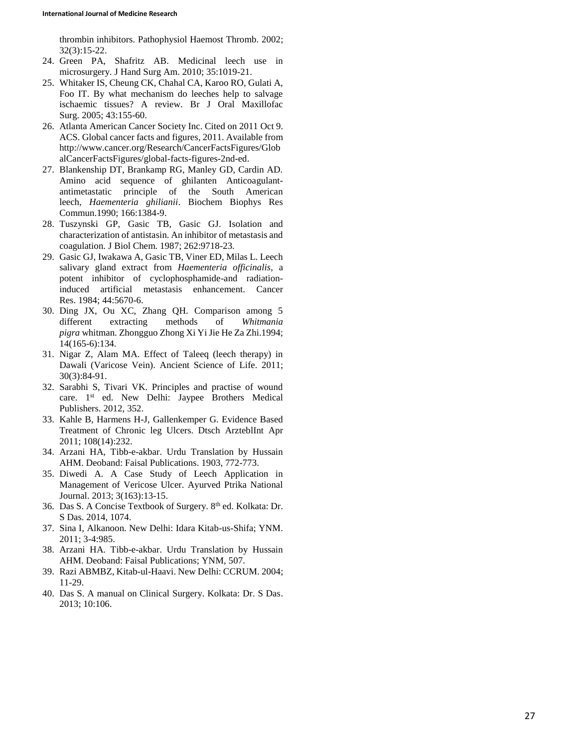thrombin inhibitors. Pathophysiol Haemost Thromb. 2002; 32(3):15-22.

24. Green PA, Shafritz AB. Medicinal leech use in microsurgery. J Hand Surg Am. 2010; 35:1019-21.
25. Whitaker IS, Cheung CK, Chahal CA, Karoo RO, Gulati A, Foo IT. By what mechanism do leeches help to salvage ischaemic tissues? A review. Br J Oral Maxillofac Surg. 2005; 43:155-60.
26. Atlanta American Cancer Society Inc. Cited on 2011 Oct 9. ACS. Global cancer facts and figures, 2011. Available from http://www.cancer.org/Research/CancerFactsFigures/GlobalCancerFactsFigures/global-facts-figures-2nd-ed.
27. Blankenship DT, Brankamp RG, Manley GD, Cardin AD. Amino acid sequence of ghilanten Anticoagulant-antimetastatic principle of the South American leech, *Haementeria ghilianii*. Biochem Biophys Res Commun.1990; 166:1384-9.
28. Tuszynski GP, Gasic TB, Gasic GJ. Isolation and characterization of antistasin. An inhibitor of metastasis and coagulation. J Biol Chem. 1987; 262:9718-23.
29. Gasic GJ, Iwakawa A, Gasic TB, Viner ED, Milas L. Leech salivary gland extract from *Haementeria officinalis*, a potent inhibitor of cyclophosphamide-and radiation-induced artificial metastasis enhancement. Cancer Res. 1984; 44:5670-6.
30. Ding JX, Ou XC, Zhang QH. Comparison among 5 different extracting methods of *Whitmania pigra* whitman. Zhongguo Zhong Xi Yi Jie He Za Zhi.1994; 14(165-6):134.
31. Nigar Z, Alam MA. Effect of Taleeq (leech therapy) in Dawali (Varicose Vein). Ancient Science of Life. 2011; 30(3):84-91.
32. Sarabhi S, Tivari VK. Principles and practise of wound care. 1st ed. New Delhi: Jaypee Brothers Medical Publishers. 2012, 352.
33. Kahle B, Harmens H-J, Gallenkemper G. Evidence Based Treatment of Chronic leg Ulcers. Dtsch ArzteblInt Apr 2011; 108(14):232.
34. Arzani HA, Tibb-e-akbar. Urdu Translation by Hussain AHM. Deoband: Faisal Publications. 1903, 772-773.
35. Diwedi A. A Case Study of Leech Application in Management of Vericose Ulcer. Ayurved Ptrika National Journal. 2013; 3(163):13-15.
36. Das S. A Concise Textbook of Surgery. 8th ed. Kolkata: Dr. S Das. 2014, 1074.
37. Sina I, Alkanoon. New Delhi: Idara Kitab-us-Shifa; YNM. 2011; 3-4:985.
38. Arzani HA. Tibb-e-akbar. Urdu Translation by Hussain AHM. Deoband: Faisal Publications; YNM, 507.
39. Razi ABMBZ, Kitab-ul-Haavi. New Delhi: CCRUM. 2004; 11-29.
40. Das S. A manual on Clinical Surgery. Kolkata: Dr. S Das. 2013; 10:106.